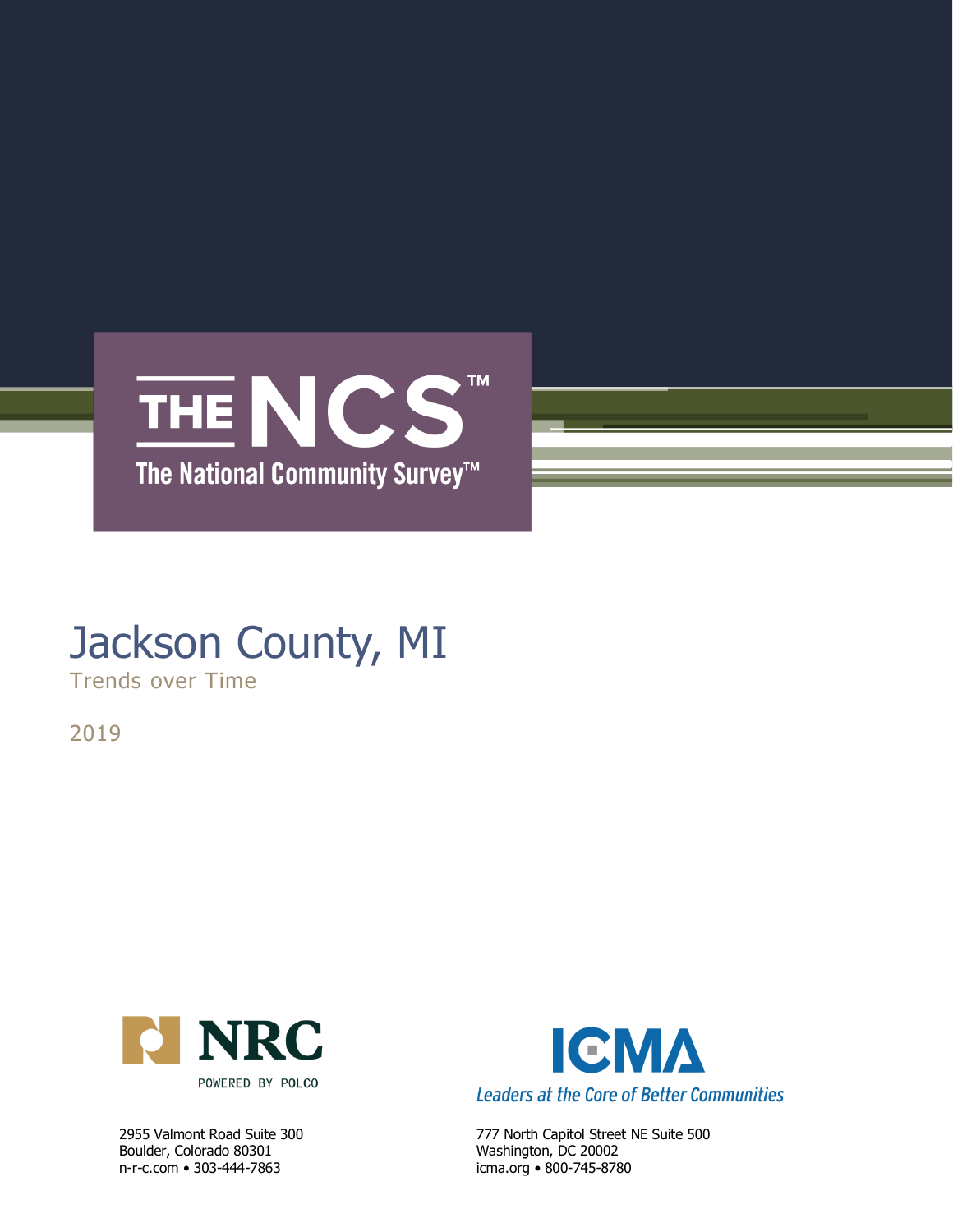# THE NCS™

The National Community Survey™

# Jackson County, MI

Trends over Time

2019

NRC

POWERED BY POLCO

2955 Valmont Road Suite 300
Boulder, Colorado 80301
n-r-c.com • 303-444-7863

ICMA

*Leaders at the Core of Better Communities*

777 North Capitol Street NE Suite 500
Washington, DC 20002
icma.org • 800-745-8780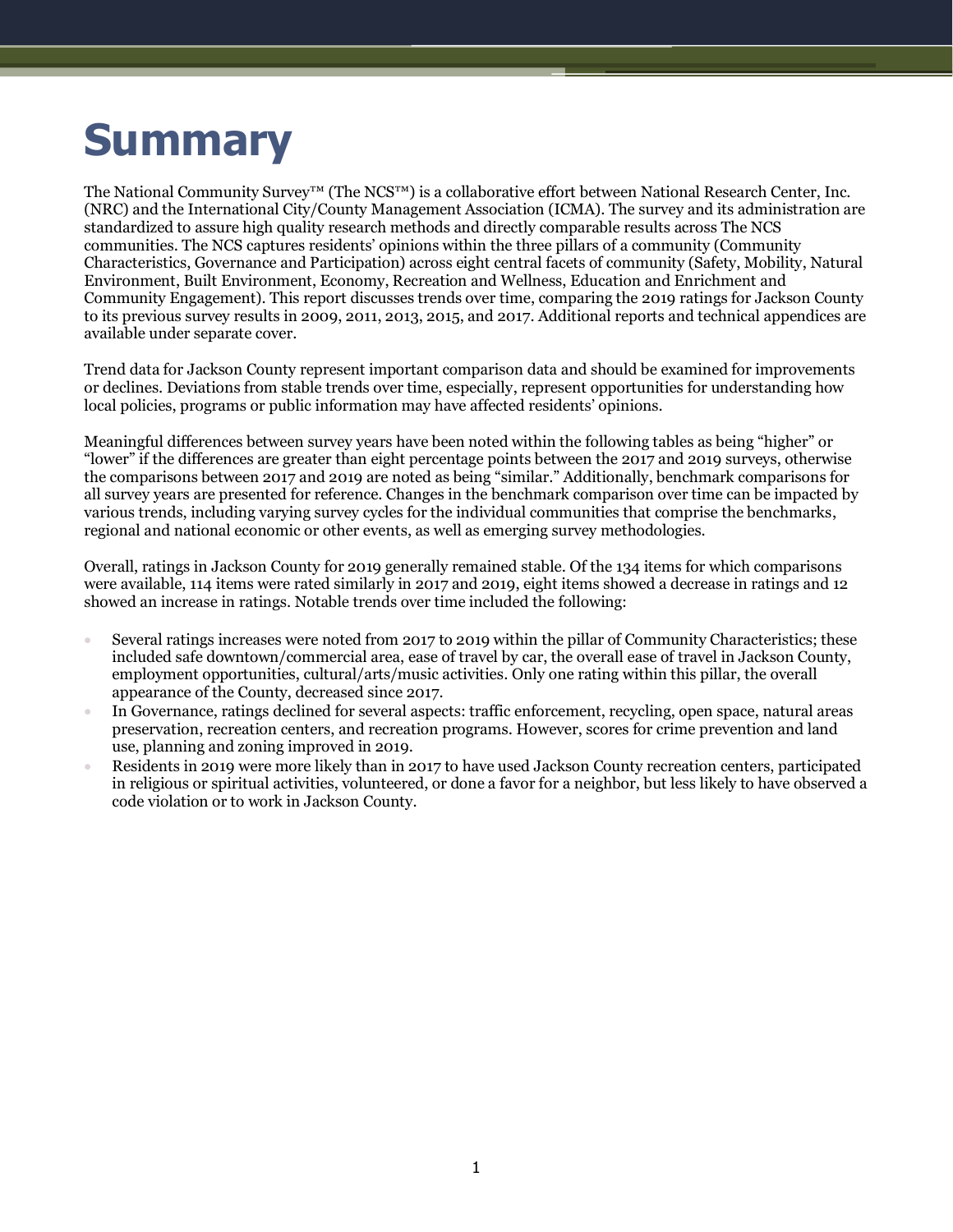# Summary

The National Community Survey™ (The NCS™) is a collaborative effort between National Research Center, Inc. (NRC) and the International City/County Management Association (ICMA). The survey and its administration are standardized to assure high quality research methods and directly comparable results across The NCS communities. The NCS captures residents' opinions within the three pillars of a community (Community Characteristics, Governance and Participation) across eight central facets of community (Safety, Mobility, Natural Environment, Built Environment, Economy, Recreation and Wellness, Education and Enrichment and Community Engagement). This report discusses trends over time, comparing the 2019 ratings for Jackson County to its previous survey results in 2009, 2011, 2013, 2015, and 2017. Additional reports and technical appendices are available under separate cover.

Trend data for Jackson County represent important comparison data and should be examined for improvements or declines. Deviations from stable trends over time, especially, represent opportunities for understanding how local policies, programs or public information may have affected residents' opinions.

Meaningful differences between survey years have been noted within the following tables as being "higher" or "lower" if the differences are greater than eight percentage points between the 2017 and 2019 surveys, otherwise the comparisons between 2017 and 2019 are noted as being "similar." Additionally, benchmark comparisons for all survey years are presented for reference. Changes in the benchmark comparison over time can be impacted by various trends, including varying survey cycles for the individual communities that comprise the benchmarks, regional and national economic or other events, as well as emerging survey methodologies.

Overall, ratings in Jackson County for 2019 generally remained stable. Of the 134 items for which comparisons were available, 114 items were rated similarly in 2017 and 2019, eight items showed a decrease in ratings and 12 showed an increase in ratings. Notable trends over time included the following:

- Several ratings increases were noted from 2017 to 2019 within the pillar of Community Characteristics; these included safe downtown/commercial area, ease of travel by car, the overall ease of travel in Jackson County, employment opportunities, cultural/arts/music activities. Only one rating within this pillar, the overall appearance of the County, decreased since 2017.
- In Governance, ratings declined for several aspects: traffic enforcement, recycling, open space, natural areas preservation, recreation centers, and recreation programs. However, scores for crime prevention and land use, planning and zoning improved in 2019.
- Residents in 2019 were more likely than in 2017 to have used Jackson County recreation centers, participated in religious or spiritual activities, volunteered, or done a favor for a neighbor, but less likely to have observed a code violation or to work in Jackson County.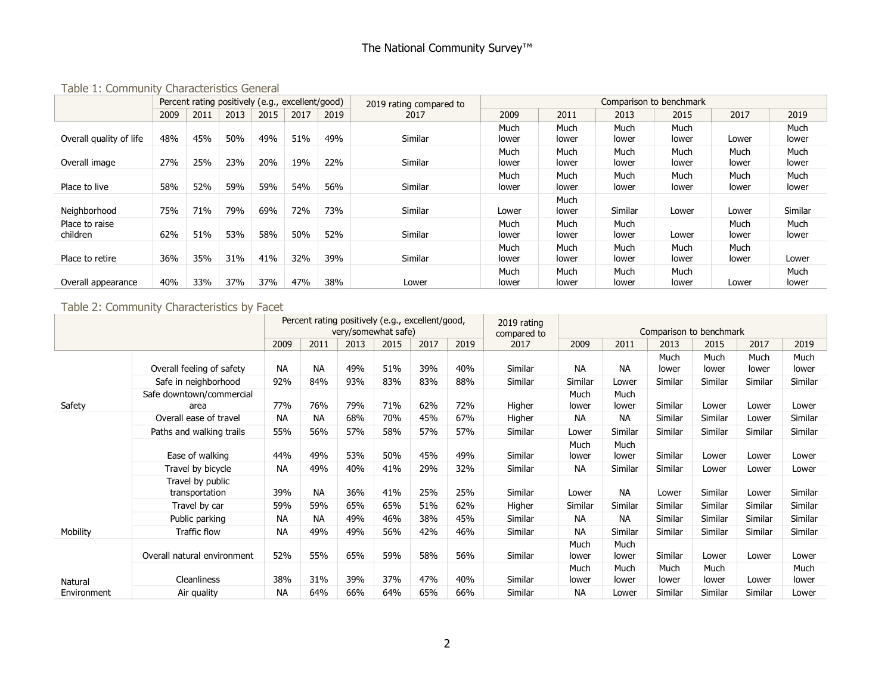### Table 1: Community Characteristics General

| | Percent rating positively (e.g., excellent/good) | | | | | | 2019 rating compared to 2017 | Comparison to benchmark | | | | | |
|---|---|---|---|---|---|---|---|---|---|---|---|---|---|
| | 2009 | 2011 | 2013 | 2015 | 2017 | 2019 | | 2009 | 2011 | 2013 | 2015 | 2017 | 2019 |
| Overall quality of life | 48% | 45% | 50% | 49% | 51% | 49% | Similar | Much lower | Much lower | Much lower | Much lower | Lower | Much lower |
| Overall image | 27% | 25% | 23% | 20% | 19% | 22% | Similar | Much lower | Much lower | Much lower | Much lower | Much lower | Much lower |
| Place to live | 58% | 52% | 59% | 59% | 54% | 56% | Similar | Much lower | Much lower | Much lower | Much lower | Much lower | Much lower |
| Neighborhood | 75% | 71% | 79% | 69% | 72% | 73% | Similar | Lower | Much lower | Similar | Lower | Lower | Similar |
| Place to raise children | 62% | 51% | 53% | 58% | 50% | 52% | Similar | Much lower | Much lower | Much lower | Lower | Much lower | Much lower |
| Place to retire | 36% | 35% | 31% | 41% | 32% | 39% | Similar | Much lower | Much lower | Much lower | Much lower | Much lower | Lower |
| Overall appearance | 40% | 33% | 37% | 37% | 47% | 38% | Lower | Much lower | Much lower | Much lower | Much lower | Lower | Much lower |

### Table 2: Community Characteristics by Facet

| | | Percent rating positively (e.g., excellent/good, very/somewhat safe) | | | | | | 2019 rating compared to 2017 | Comparison to benchmark | | | | | |
|---|---|---|---|---|---|---|---|---|---|---|---|---|---|---|
| | | 2009 | 2011 | 2013 | 2015 | 2017 | 2019 | | 2009 | 2011 | 2013 | 2015 | 2017 | 2019 |
| Safety | Overall feeling of safety | NA | NA | 49% | 51% | 39% | 40% | Similar | NA | NA | Much lower | Much lower | Much lower | Much lower |
| | Safe in neighborhood | 92% | 84% | 93% | 83% | 83% | 88% | Similar | Similar | Lower | Similar | Similar | Similar | Similar |
| | Safe downtown/commercial area | 77% | 76% | 79% | 71% | 62% | 72% | Higher | Much lower | Much lower | Similar | Lower | Lower | Lower |
| Mobility | Overall ease of travel | NA | NA | 68% | 70% | 45% | 67% | Higher | NA | NA | Similar | Similar | Lower | Similar |
| | Paths and walking trails | 55% | 56% | 57% | 58% | 57% | 57% | Similar | Lower | Similar | Similar | Similar | Similar | Similar |
| | Ease of walking | 44% | 49% | 53% | 50% | 45% | 49% | Similar | Much lower | Much lower | Similar | Lower | Lower | Lower |
| | Travel by bicycle | NA | 49% | 40% | 41% | 29% | 32% | Similar | NA | Similar | Similar | Lower | Lower | Lower |
| | Travel by public transportation | 39% | NA | 36% | 41% | 25% | 25% | Similar | Lower | NA | Lower | Similar | Lower | Similar |
| | Travel by car | 59% | 59% | 65% | 65% | 51% | 62% | Higher | Similar | Similar | Similar | Similar | Similar | Similar |
| | Public parking | NA | NA | 49% | 46% | 38% | 45% | Similar | NA | NA | Similar | Similar | Similar | Similar |
| | Traffic flow | NA | 49% | 49% | 56% | 42% | 46% | Similar | NA | Similar | Similar | Similar | Similar | Similar |
| Natural Environment | Overall natural environment | 52% | 55% | 65% | 59% | 58% | 56% | Similar | Much lower | Much lower | Similar | Lower | Lower | Lower |
| | Cleanliness | 38% | 31% | 39% | 37% | 47% | 40% | Similar | Much lower | Much lower | Much lower | Much lower | Lower | Much lower |
| | Air quality | NA | 64% | 66% | 64% | 65% | 66% | Similar | NA | Lower | Similar | Similar | Similar | Lower |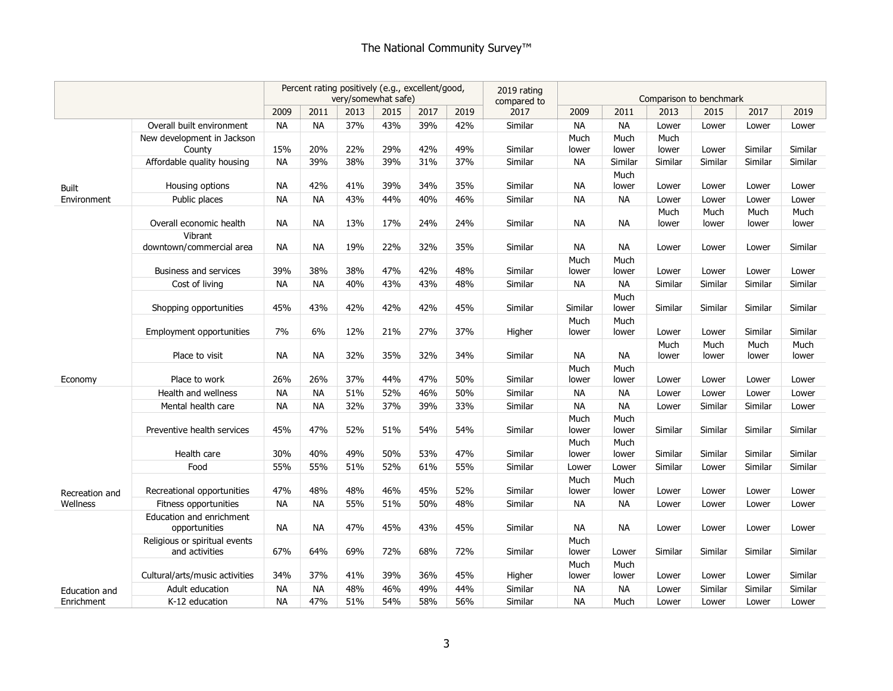| | | Percent rating positively (e.g., excellent/good, very/somewhat safe) | | | | | | 2019 rating compared to 2017 | Comparison to benchmark | | | | | |
|---|---|---|---|---|---|---|---|---|---|---|---|---|---|---|
| | | 2009 | 2011 | 2013 | 2015 | 2017 | 2019 | | 2009 | 2011 | 2013 | 2015 | 2017 | 2019 |
| Built Environment | Overall built environment | NA | NA | 37% | 43% | 39% | 42% | Similar | NA | NA | Lower | Lower | Lower | Lower |
| | New development in Jackson County | 15% | 20% | 22% | 29% | 42% | 49% | Similar | Much lower | Much lower | Much lower | Lower | Similar | Similar |
| | Affordable quality housing | NA | 39% | 38% | 39% | 31% | 37% | Similar | NA | Similar | Similar | Similar | Similar | Similar |
| | Housing options | NA | 42% | 41% | 39% | 34% | 35% | Similar | NA | Much lower | Lower | Lower | Lower | Lower |
| | Public places | NA | NA | 43% | 44% | 40% | 46% | Similar | NA | NA | Lower | Lower | Lower | Lower |
| Economy | Overall economic health | NA | NA | 13% | 17% | 24% | 24% | Similar | NA | NA | Much lower | Much lower | Much lower | Much lower |
| | Vibrant downtown/commercial area | NA | NA | 19% | 22% | 32% | 35% | Similar | NA | NA | Lower | Lower | Lower | Similar |
| | Business and services | 39% | 38% | 38% | 47% | 42% | 48% | Similar | Much lower | Much lower | Lower | Lower | Lower | Lower |
| | Cost of living | NA | NA | 40% | 43% | 43% | 48% | Similar | NA | NA | Similar | Similar | Similar | Similar |
| | Shopping opportunities | 45% | 43% | 42% | 42% | 42% | 45% | Similar | Similar | Much lower | Similar | Similar | Similar | Similar |
| | Employment opportunities | 7% | 6% | 12% | 21% | 27% | 37% | Higher | Much lower | Much lower | Lower | Lower | Similar | Similar |
| | Place to visit | NA | NA | 32% | 35% | 32% | 34% | Similar | NA | NA | Much lower | Much lower | Much lower | Much lower |
| | Place to work | 26% | 26% | 37% | 44% | 47% | 50% | Similar | Much lower | Much lower | Lower | Lower | Lower | Lower |
| Recreation and Wellness | Health and wellness | NA | NA | 51% | 52% | 46% | 50% | Similar | NA | NA | Lower | Lower | Lower | Lower |
| | Mental health care | NA | NA | 32% | 37% | 39% | 33% | Similar | NA | NA | Lower | Similar | Similar | Lower |
| | Preventive health services | 45% | 47% | 52% | 51% | 54% | 54% | Similar | Much lower | Much lower | Similar | Similar | Similar | Similar |
| | Health care | 30% | 40% | 49% | 50% | 53% | 47% | Similar | Much lower | Much lower | Similar | Similar | Similar | Similar |
| | Food | 55% | 55% | 51% | 52% | 61% | 55% | Similar | Lower | Lower | Similar | Lower | Similar | Similar |
| | Recreational opportunities | 47% | 48% | 48% | 46% | 45% | 52% | Similar | Much lower | Much lower | Lower | Lower | Lower | Lower |
| | Fitness opportunities | NA | NA | 55% | 51% | 50% | 48% | Similar | NA | NA | Lower | Lower | Lower | Lower |
| Education and Enrichment | Education and enrichment opportunities | NA | NA | 47% | 45% | 43% | 45% | Similar | NA | NA | Lower | Lower | Lower | Lower |
| | Religious or spiritual events and activities | 67% | 64% | 69% | 72% | 68% | 72% | Similar | Much lower | Lower | Similar | Similar | Similar | Similar |
| | Cultural/arts/music activities | 34% | 37% | 41% | 39% | 36% | 45% | Higher | Much lower | Much lower | Lower | Lower | Lower | Similar |
| | Adult education | NA | NA | 48% | 46% | 49% | 44% | Similar | NA | NA | Lower | Similar | Similar | Similar |
| | K-12 education | NA | 47% | 51% | 54% | 58% | 56% | Similar | NA | Much | Lower | Lower | Lower | Lower |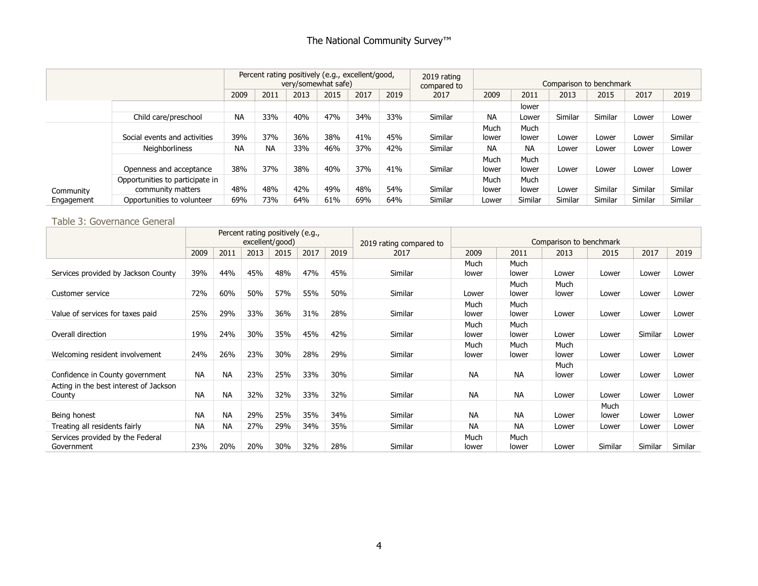| | | Percent rating positively (e.g., excellent/good, very/somewhat safe) | | | | | | 2019 rating compared to 2017 | Comparison to benchmark | | | | | |
|---|---|---|---|---|---|---|---|---|---|---|---|---|---|---|
| | | 2009 | 2011 | 2013 | 2015 | 2017 | 2019 | | 2009 | 2011 | 2013 | 2015 | 2017 | 2019 |
| | | | | | | | | | | lower | | | | |
| | Child care/preschool | NA | 33% | 40% | 47% | 34% | 33% | Similar | NA | Lower | Similar | Similar | Lower | Lower |
| Community Engagement | Social events and activities | 39% | 37% | 36% | 38% | 41% | 45% | Similar | Much lower | Much lower | Lower | Lower | Lower | Similar |
| | Neighborliness | NA | NA | 33% | 46% | 37% | 42% | Similar | NA | NA | Lower | Lower | Lower | Lower |
| | Openness and acceptance | 38% | 37% | 38% | 40% | 37% | 41% | Similar | Much lower | Much lower | Lower | Lower | Lower | Lower |
| | Opportunities to participate in community matters | 48% | 48% | 42% | 49% | 48% | 54% | Similar | Much lower | Much lower | Lower | Similar | Similar | Similar |
| | Opportunities to volunteer | 69% | 73% | 64% | 61% | 69% | 64% | Similar | Lower | Similar | Similar | Similar | Similar | Similar |

## Table 3: Governance General

| | Percent rating positively (e.g., excellent/good) | | | | | | 2019 rating compared to 2017 | Comparison to benchmark | | | | | |
|---|---|---|---|---|---|---|---|---|---|---|---|---|---|
| | 2009 | 2011 | 2013 | 2015 | 2017 | 2019 | | 2009 | 2011 | 2013 | 2015 | 2017 | 2019 |
| Services provided by Jackson County | 39% | 44% | 45% | 48% | 47% | 45% | Similar | Much lower | Much lower | Lower | Lower | Lower | Lower |
| Customer service | 72% | 60% | 50% | 57% | 55% | 50% | Similar | Lower | Much lower | Much lower | Lower | Lower | Lower |
| Value of services for taxes paid | 25% | 29% | 33% | 36% | 31% | 28% | Similar | Much lower | Much lower | Lower | Lower | Lower | Lower |
| Overall direction | 19% | 24% | 30% | 35% | 45% | 42% | Similar | Much lower | Much lower | Lower | Lower | Similar | Lower |
| Welcoming resident involvement | 24% | 26% | 23% | 30% | 28% | 29% | Similar | Much lower | Much lower | Much lower | Lower | Lower | Lower |
| Confidence in County government | NA | NA | 23% | 25% | 33% | 30% | Similar | NA | NA | Much lower | Lower | Lower | Lower |
| Acting in the best interest of Jackson County | NA | NA | 32% | 32% | 33% | 32% | Similar | NA | NA | Lower | Lower | Lower | Lower |
| Being honest | NA | NA | 29% | 25% | 35% | 34% | Similar | NA | NA | Lower | Much lower | Lower | Lower |
| Treating all residents fairly | NA | NA | 27% | 29% | 34% | 35% | Similar | NA | NA | Lower | Lower | Lower | Lower |
| Services provided by the Federal Government | 23% | 20% | 20% | 30% | 32% | 28% | Similar | Much lower | Much lower | Lower | Similar | Similar | Similar |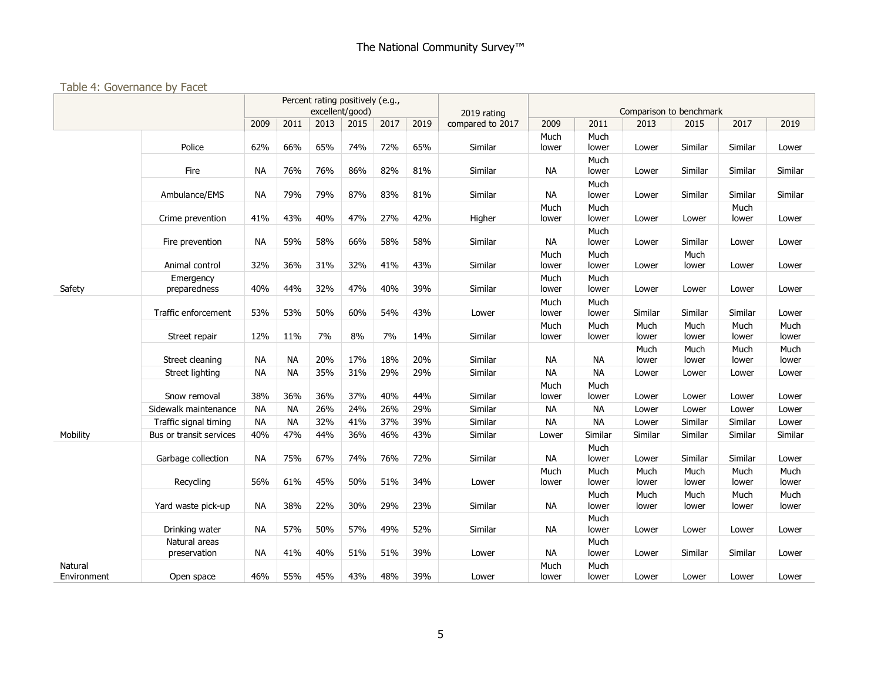Table 4: Governance by Facet

| | | Percent rating positively (e.g., excellent/good) | | | | | | 2019 rating compared to 2017 | Comparison to benchmark | | | | | |
|---|---|---|---|---|---|---|---|---|---|---|---|---|---|---|
| | | 2009 | 2011 | 2013 | 2015 | 2017 | 2019 | | 2009 | 2011 | 2013 | 2015 | 2017 | 2019 |
| Safety | Police | 62% | 66% | 65% | 74% | 72% | 65% | Similar | Much lower | Much lower | Lower | Similar | Similar | Lower |
| | Fire | NA | 76% | 76% | 86% | 82% | 81% | Similar | NA | Much lower | Lower | Similar | Similar | Similar |
| | Ambulance/EMS | NA | 79% | 79% | 87% | 83% | 81% | Similar | NA | Much lower | Lower | Similar | Similar | Similar |
| | Crime prevention | 41% | 43% | 40% | 47% | 27% | 42% | Higher | Much lower | Much lower | Lower | Lower | Much lower | Lower |
| | Fire prevention | NA | 59% | 58% | 66% | 58% | 58% | Similar | NA | Much lower | Lower | Similar | Lower | Lower |
| | Animal control | 32% | 36% | 31% | 32% | 41% | 43% | Similar | Much lower | Much lower | Lower | Much lower | Lower | Lower |
| | Emergency preparedness | 40% | 44% | 32% | 47% | 40% | 39% | Similar | Much lower | Much lower | Lower | Lower | Lower | Lower |
| Mobility | Traffic enforcement | 53% | 53% | 50% | 60% | 54% | 43% | Lower | Much lower | Much lower | Similar | Similar | Similar | Lower |
| | Street repair | 12% | 11% | 7% | 8% | 7% | 14% | Similar | Much lower | Much lower | Much lower | Much lower | Much lower | Much lower |
| | Street cleaning | NA | NA | 20% | 17% | 18% | 20% | Similar | NA | NA | Much lower | Much lower | Much lower | Much lower |
| | Street lighting | NA | NA | 35% | 31% | 29% | 29% | Similar | NA | NA | Lower | Lower | Lower | Lower |
| | Snow removal | 38% | 36% | 36% | 37% | 40% | 44% | Similar | Much lower | Much lower | Lower | Lower | Lower | Lower |
| | Sidewalk maintenance | NA | NA | 26% | 24% | 26% | 29% | Similar | NA | NA | Lower | Lower | Lower | Lower |
| | Traffic signal timing | NA | NA | 32% | 41% | 37% | 39% | Similar | NA | NA | Lower | Similar | Similar | Lower |
| | Bus or transit services | 40% | 47% | 44% | 36% | 46% | 43% | Similar | Lower | Similar | Similar | Similar | Similar | Similar |
| Natural Environment | Garbage collection | NA | 75% | 67% | 74% | 76% | 72% | Similar | NA | Much lower | Lower | Similar | Similar | Lower |
| | Recycling | 56% | 61% | 45% | 50% | 51% | 34% | Lower | Much lower | Much lower | Much lower | Much lower | Much lower | Much lower |
| | Yard waste pick-up | NA | 38% | 22% | 30% | 29% | 23% | Similar | NA | Much lower | Much lower | Much lower | Much lower | Much lower |
| | Drinking water | NA | 57% | 50% | 57% | 49% | 52% | Similar | NA | Much lower | Lower | Lower | Lower | Lower |
| | Natural areas preservation | NA | 41% | 40% | 51% | 51% | 39% | Lower | NA | Much lower | Lower | Similar | Similar | Lower |
| | Open space | 46% | 55% | 45% | 43% | 48% | 39% | Lower | Much lower | Much lower | Lower | Lower | Lower | Lower |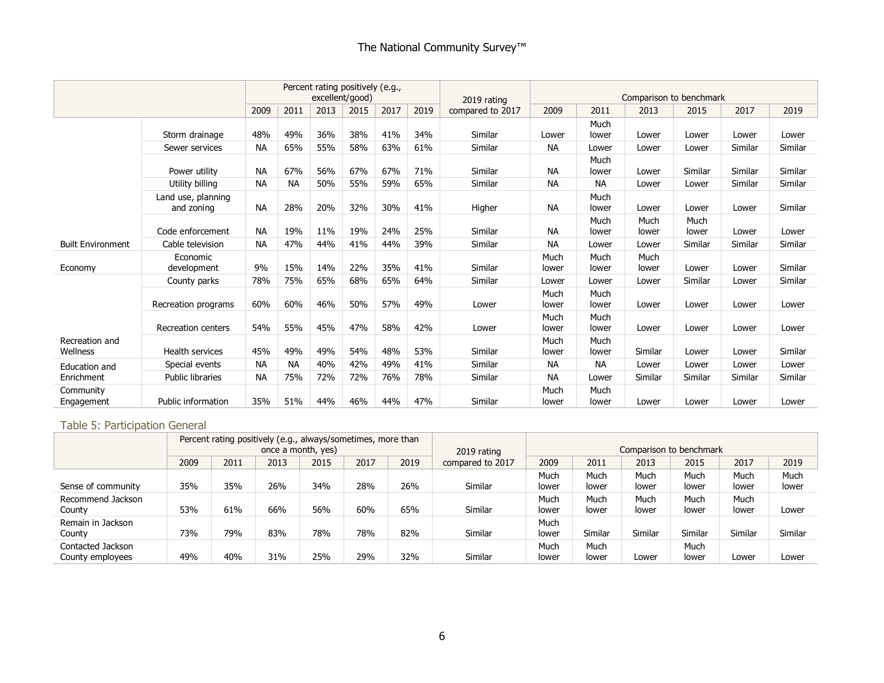| | | Percent rating positively (e.g., excellent/good) | | | | | | 2019 rating compared to 2017 | Comparison to benchmark | | | | | |
|---|---|---|---|---|---|---|---|---|---|---|---|---|---|---|
| | | 2009 | 2011 | 2013 | 2015 | 2017 | 2019 | | 2009 | 2011 | 2013 | 2015 | 2017 | 2019 |
| Built Environment | Storm drainage | 48% | 49% | 36% | 38% | 41% | 34% | Similar | Lower | Much lower | Lower | Lower | Lower | Lower |
| | Sewer services | NA | 65% | 55% | 58% | 63% | 61% | Similar | NA | Lower | Lower | Lower | Similar | Similar |
| | Power utility | NA | 67% | 56% | 67% | 67% | 71% | Similar | NA | Much lower | Lower | Similar | Similar | Similar |
| | Utility billing | NA | NA | 50% | 55% | 59% | 65% | Similar | NA | NA | Lower | Lower | Similar | Similar |
| | Land use, planning and zoning | NA | 28% | 20% | 32% | 30% | 41% | Higher | NA | Much lower | Lower | Lower | Lower | Similar |
| | Code enforcement | NA | 19% | 11% | 19% | 24% | 25% | Similar | NA | Much lower | Much lower | Much lower | Lower | Lower |
| | Cable television | NA | 47% | 44% | 41% | 44% | 39% | Similar | NA | Lower | Lower | Similar | Similar | Similar |
| Economy | Economic development | 9% | 15% | 14% | 22% | 35% | 41% | Similar | Much lower | Much lower | Much lower | Lower | Lower | Similar |
| Recreation and Wellness | County parks | 78% | 75% | 65% | 68% | 65% | 64% | Similar | Lower | Lower | Lower | Similar | Lower | Similar |
| | Recreation programs | 60% | 60% | 46% | 50% | 57% | 49% | Lower | Much lower | Much lower | Lower | Lower | Lower | Lower |
| | Recreation centers | 54% | 55% | 45% | 47% | 58% | 42% | Lower | Much lower | Much lower | Lower | Lower | Lower | Lower |
| | Health services | 45% | 49% | 49% | 54% | 48% | 53% | Similar | Much lower | Much lower | Similar | Lower | Lower | Similar |
| Education and Enrichment | Special events | NA | NA | 40% | 42% | 49% | 41% | Similar | NA | NA | Lower | Lower | Lower | Lower |
| | Public libraries | NA | 75% | 72% | 72% | 76% | 78% | Similar | NA | Lower | Similar | Similar | Similar | Similar |
| Community Engagement | Public information | 35% | 51% | 44% | 46% | 44% | 47% | Similar | Much lower | Much lower | Lower | Lower | Lower | Lower |

## Table 5: Participation General

| | Percent rating positively (e.g., always/sometimes, more than once a month, yes) | | | | | | 2019 rating compared to 2017 | Comparison to benchmark | | | | | |
|---|---|---|---|---|---|---|---|---|---|---|---|---|---|
| | 2009 | 2011 | 2013 | 2015 | 2017 | 2019 | | 2009 | 2011 | 2013 | 2015 | 2017 | 2019 |
| Sense of community | 35% | 35% | 26% | 34% | 28% | 26% | Similar | Much lower | Much lower | Much lower | Much lower | Much lower | Much lower |
| Recommend Jackson County | 53% | 61% | 66% | 56% | 60% | 65% | Similar | Much lower | Much lower | Much lower | Much lower | Much lower | Lower |
| Remain in Jackson County | 73% | 79% | 83% | 78% | 78% | 82% | Similar | Much lower | Similar | Similar | Similar | Similar | Similar |
| Contacted Jackson County employees | 49% | 40% | 31% | 25% | 29% | 32% | Similar | Much lower | Much lower | Lower | Much lower | Lower | Lower |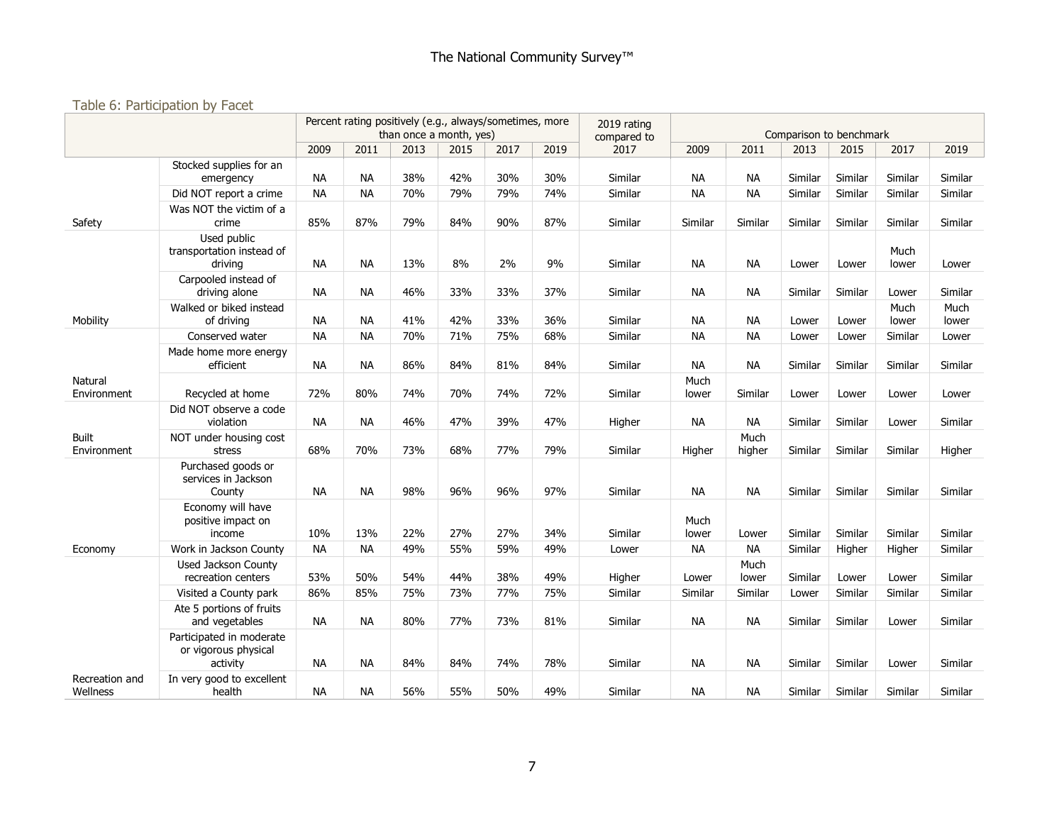## Table 6: Participation by Facet

| | | Percent rating positively (e.g., always/sometimes, more than once a month, yes) | | | | | | 2019 rating compared to 2017 | Comparison to benchmark | | | | | |
|---|---|---|---|---|---|---|---|---|---|---|---|---|---|---|
| | | 2009 | 2011 | 2013 | 2015 | 2017 | 2019 | | 2009 | 2011 | 2013 | 2015 | 2017 | 2019 |
| Safety | Stocked supplies for an emergency | NA | NA | 38% | 42% | 30% | 30% | Similar | NA | NA | Similar | Similar | Similar | Similar |
| | Did NOT report a crime | NA | NA | 70% | 79% | 79% | 74% | Similar | NA | NA | Similar | Similar | Similar | Similar |
| | Was NOT the victim of a crime | 85% | 87% | 79% | 84% | 90% | 87% | Similar | Similar | Similar | Similar | Similar | Similar | Similar |
| Mobility | Used public transportation instead of driving | NA | NA | 13% | 8% | 2% | 9% | Similar | NA | NA | Lower | Lower | Much lower | Lower |
| | Carpooled instead of driving alone | NA | NA | 46% | 33% | 33% | 37% | Similar | NA | NA | Similar | Similar | Lower | Similar |
| | Walked or biked instead of driving | NA | NA | 41% | 42% | 33% | 36% | Similar | NA | NA | Lower | Lower | Much lower | Much lower |
| Natural Environment | Conserved water | NA | NA | 70% | 71% | 75% | 68% | Similar | NA | NA | Lower | Lower | Similar | Lower |
| | Made home more energy efficient | NA | NA | 86% | 84% | 81% | 84% | Similar | NA | NA | Similar | Similar | Similar | Similar |
| | Recycled at home | 72% | 80% | 74% | 70% | 74% | 72% | Similar | Much lower | Similar | Lower | Lower | Lower | Lower |
| Built Environment | Did NOT observe a code violation | NA | NA | 46% | 47% | 39% | 47% | Higher | NA | NA | Similar | Similar | Lower | Similar |
| | NOT under housing cost stress | 68% | 70% | 73% | 68% | 77% | 79% | Similar | Higher | Much higher | Similar | Similar | Similar | Higher |
| Economy | Purchased goods or services in Jackson County | NA | NA | 98% | 96% | 96% | 97% | Similar | NA | NA | Similar | Similar | Similar | Similar |
| | Economy will have positive impact on income | 10% | 13% | 22% | 27% | 27% | 34% | Similar | Much lower | Lower | Similar | Similar | Similar | Similar |
| | Work in Jackson County | NA | NA | 49% | 55% | 59% | 49% | Lower | NA | NA | Similar | Higher | Higher | Similar |
| Recreation and Wellness | Used Jackson County recreation centers | 53% | 50% | 54% | 44% | 38% | 49% | Higher | Lower | Much lower | Similar | Lower | Lower | Similar |
| | Visited a County park | 86% | 85% | 75% | 73% | 77% | 75% | Similar | Similar | Similar | Lower | Similar | Similar | Similar |
| | Ate 5 portions of fruits and vegetables | NA | NA | 80% | 77% | 73% | 81% | Similar | NA | NA | Similar | Similar | Lower | Similar |
| | Participated in moderate or vigorous physical activity | NA | NA | 84% | 84% | 74% | 78% | Similar | NA | NA | Similar | Similar | Lower | Similar |
| | In very good to excellent health | NA | NA | 56% | 55% | 50% | 49% | Similar | NA | NA | Similar | Similar | Similar | Similar |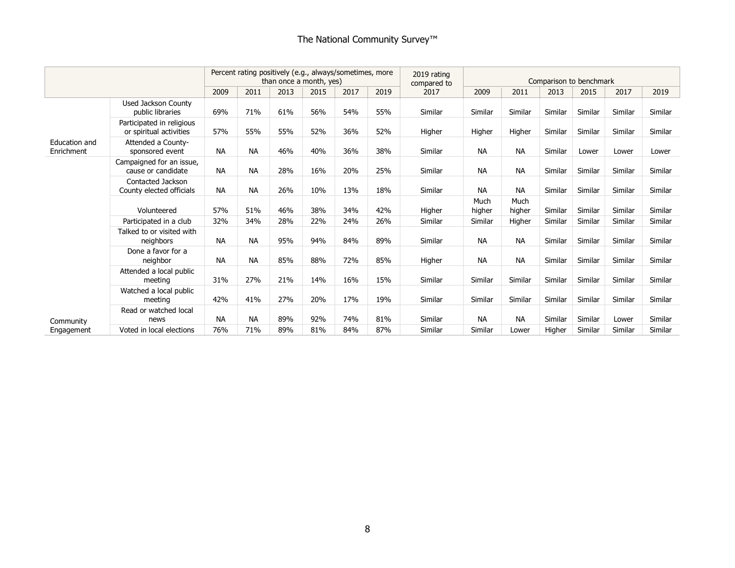| | | Percent rating positively (e.g., always/sometimes, more than once a month, yes) | | | | | | 2019 rating compared to | Comparison to benchmark | | | | | |
|---|---|---|---|---|---|---|---|---|---|---|---|---|---|---|
| | | 2009 | 2011 | 2013 | 2015 | 2017 | 2019 | 2017 | 2009 | 2011 | 2013 | 2015 | 2017 | 2019 |
| Education and Enrichment | Used Jackson County public libraries | 69% | 71% | 61% | 56% | 54% | 55% | Similar | Similar | Similar | Similar | Similar | Similar | Similar |
| | Participated in religious or spiritual activities | 57% | 55% | 55% | 52% | 36% | 52% | Higher | Higher | Higher | Similar | Similar | Similar | Similar |
| | Attended a County-sponsored event | NA | NA | 46% | 40% | 36% | 38% | Similar | NA | NA | Similar | Lower | Lower | Lower |
| Community Engagement | Campaigned for an issue, cause or candidate | NA | NA | 28% | 16% | 20% | 25% | Similar | NA | NA | Similar | Similar | Similar | Similar |
| | Contacted Jackson County elected officials | NA | NA | 26% | 10% | 13% | 18% | Similar | NA | NA | Similar | Similar | Similar | Similar |
| | Volunteered | 57% | 51% | 46% | 38% | 34% | 42% | Higher | Much higher | Much higher | Similar | Similar | Similar | Similar |
| | Participated in a club | 32% | 34% | 28% | 22% | 24% | 26% | Similar | Similar | Higher | Similar | Similar | Similar | Similar |
| | Talked to or visited with neighbors | NA | NA | 95% | 94% | 84% | 89% | Similar | NA | NA | Similar | Similar | Similar | Similar |
| | Done a favor for a neighbor | NA | NA | 85% | 88% | 72% | 85% | Higher | NA | NA | Similar | Similar | Similar | Similar |
| | Attended a local public meeting | 31% | 27% | 21% | 14% | 16% | 15% | Similar | Similar | Similar | Similar | Similar | Similar | Similar |
| | Watched a local public meeting | 42% | 41% | 27% | 20% | 17% | 19% | Similar | Similar | Similar | Similar | Similar | Similar | Similar |
| | Read or watched local news | NA | NA | 89% | 92% | 74% | 81% | Similar | NA | NA | Similar | Similar | Lower | Similar |
| | Voted in local elections | 76% | 71% | 89% | 81% | 84% | 87% | Similar | Similar | Lower | Higher | Similar | Similar | Similar |